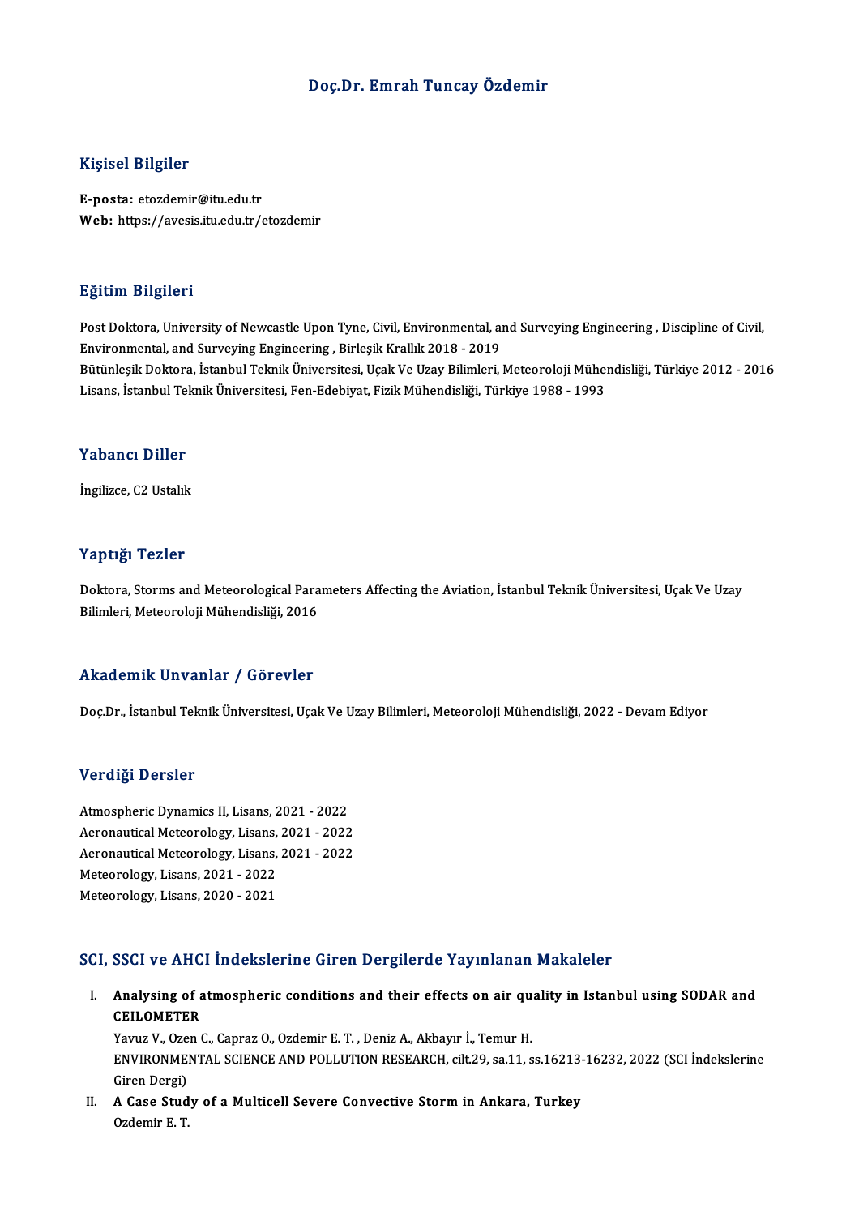# Doç.Dr. Emrah Tuncay Özdemir

## Kişisel Bilgiler

**E-posta:** etozdemir@itu.edu.tr
**Web:** https://avesis.itu.edu.tr/etozdemir

## Eğitim Bilgileri

Post Doktora, University of Newcastle Upon Tyne, Civil, Environmental, and Surveying Engineering , Discipline of Civil, Environmental, and Surveying Engineering , Birleşik Krallık 2018 - 2019
Bütünleşik Doktora, İstanbul Teknik Üniversitesi, Uçak Ve Uzay Bilimleri, Meteoroloji Mühendisliği, Türkiye 2012 - 2016
Lisans, İstanbul Teknik Üniversitesi, Fen-Edebiyat, Fizik Mühendisliği, Türkiye 1988 - 1993

## Yabancı Diller

İngilizce, C2 Ustalık

## Yaptığı Tezler

Doktora, Storms and Meteorological Parameters Affecting the Aviation, İstanbul Teknik Üniversitesi, Uçak Ve Uzay Bilimleri, Meteoroloji Mühendisliği, 2016

## Akademik Unvanlar / Görevler

Doç.Dr., İstanbul Teknik Üniversitesi, Uçak Ve Uzay Bilimleri, Meteoroloji Mühendisliği, 2022 - Devam Ediyor

## Verdiği Dersler

Atmospheric Dynamics II, Lisans, 2021 - 2022
Aeronautical Meteorology, Lisans, 2021 - 2022
Aeronautical Meteorology, Lisans, 2021 - 2022
Meteorology, Lisans, 2021 - 2022
Meteorology, Lisans, 2020 - 2021

## SCI, SSCI ve AHCI İndekslerine Giren Dergilerde Yayınlanan Makaleler

I. **Analysing of atmospheric conditions and their effects on air quality in Istanbul using SODAR and CEILOMETER**
Yavuz V., Ozen C., Capraz O., Ozdemir E. T. , Deniz A., Akbayır İ., Temur H.
ENVIRONMENTAL SCIENCE AND POLLUTION RESEARCH, cilt.29, sa.11, ss.16213-16232, 2022 (SCI İndekslerine Giren Dergi)

II. **A Case Study of a Multicell Severe Convective Storm in Ankara, Turkey**
Ozdemir E. T.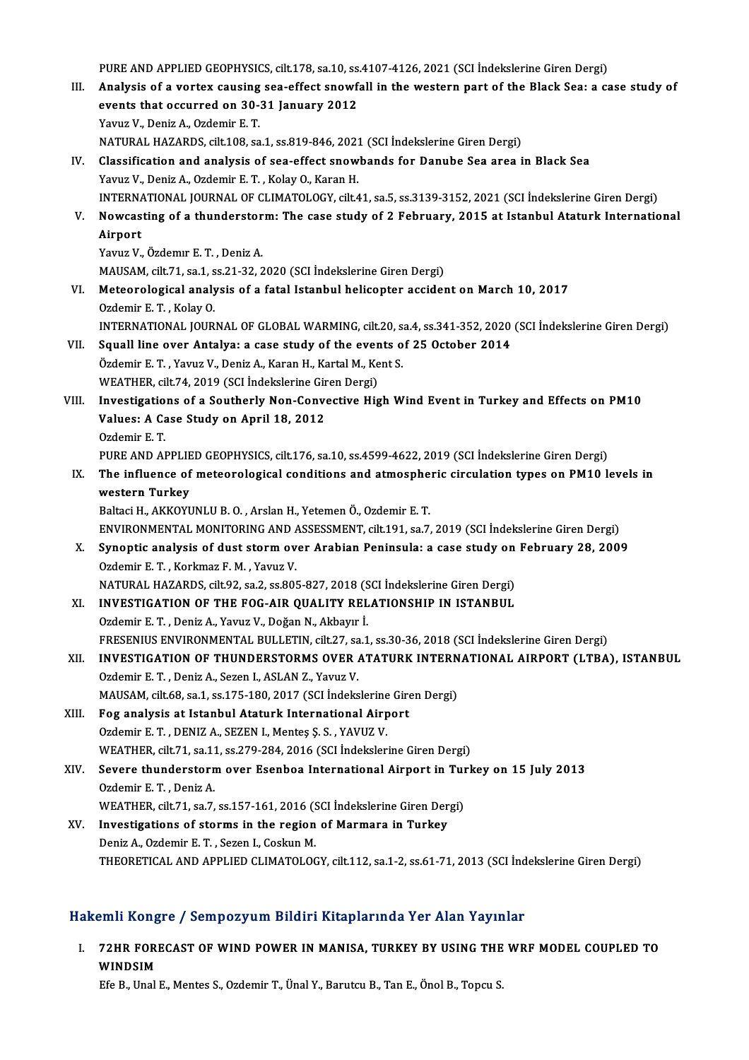PURE AND APPLIED GEOPHYSICS, cilt.178, sa.10, ss.4107-4126, 2021 (SCI İndekslerine Giren Dergi)

III. **Analysis of a vortex causing sea-effect snowfall in the western part of the Black Sea: a case study of events that occurred on 30-31 January 2012**
Yavuz V., Deniz A., Ozdemir E. T.
NATURAL HAZARDS, cilt.108, sa.1, ss.819-846, 2021 (SCI İndekslerine Giren Dergi)

IV. **Classification and analysis of sea-effect snowbands for Danube Sea area in Black Sea**
Yavuz V., Deniz A., Ozdemir E. T. , Kolay O., Karan H.
INTERNATIONAL JOURNAL OF CLIMATOLOGY, cilt.41, sa.5, ss.3139-3152, 2021 (SCI İndekslerine Giren Dergi)

V. **Nowcasting of a thunderstorm: The case study of 2 February, 2015 at Istanbul Ataturk International Airport**
Yavuz V., Özdemır E. T. , Deniz A.
MAUSAM, cilt.71, sa.1, ss.21-32, 2020 (SCI İndekslerine Giren Dergi)

VI. **Meteorological analysis of a fatal Istanbul helicopter accident on March 10, 2017**
Ozdemir E. T. , Kolay O.
INTERNATIONAL JOURNAL OF GLOBAL WARMING, cilt.20, sa.4, ss.341-352, 2020 (SCI İndekslerine Giren Dergi)

VII. **Squall line over Antalya: a case study of the events of 25 October 2014**
Özdemir E. T. , Yavuz V., Deniz A., Karan H., Kartal M., Kent S.
WEATHER, cilt.74, 2019 (SCI İndekslerine Giren Dergi)

VIII. **Investigations of a Southerly Non-Convective High Wind Event in Turkey and Effects on PM10 Values: A Case Study on April 18, 2012**
Ozdemir E. T.
PURE AND APPLIED GEOPHYSICS, cilt.176, sa.10, ss.4599-4622, 2019 (SCI İndekslerine Giren Dergi)

IX. **The influence of meteorological conditions and atmospheric circulation types on PM10 levels in western Turkey**
Baltaci H., AKKOYUNLU B. O. , Arslan H., Yetemen Ö., Ozdemir E. T.
ENVIRONMENTAL MONITORING AND ASSESSMENT, cilt.191, sa.7, 2019 (SCI İndekslerine Giren Dergi)

X. **Synoptic analysis of dust storm over Arabian Peninsula: a case study on February 28, 2009**
Ozdemir E. T. , Korkmaz F. M. , Yavuz V.
NATURAL HAZARDS, cilt.92, sa.2, ss.805-827, 2018 (SCI İndekslerine Giren Dergi)

XI. **INVESTIGATION OF THE FOG-AIR QUALITY RELATIONSHIP IN ISTANBUL**
Ozdemir E. T. , Deniz A., Yavuz V., Doğan N., Akbayır İ.
FRESENIUS ENVIRONMENTAL BULLETIN, cilt.27, sa.1, ss.30-36, 2018 (SCI İndekslerine Giren Dergi)

XII. **INVESTIGATION OF THUNDERSTORMS OVER ATATURK INTERNATIONAL AIRPORT (LTBA), ISTANBUL**
Ozdemir E. T. , Deniz A., Sezen I., ASLAN Z., Yavuz V.
MAUSAM, cilt.68, sa.1, ss.175-180, 2017 (SCI İndekslerine Giren Dergi)

XIII. **Fog analysis at Istanbul Ataturk International Airport**
Ozdemir E. T. , DENIZ A., SEZEN I., Menteş Ş. S. , YAVUZ V.
WEATHER, cilt.71, sa.11, ss.279-284, 2016 (SCI İndekslerine Giren Dergi)

XIV. **Severe thunderstorm over Esenboa International Airport in Turkey on 15 July 2013**
Ozdemir E. T. , Deniz A.
WEATHER, cilt.71, sa.7, ss.157-161, 2016 (SCI İndekslerine Giren Dergi)

XV. **Investigations of storms in the region of Marmara in Turkey**
Deniz A., Ozdemir E. T. , Sezen I., Coskun M.
THEORETICAL AND APPLIED CLIMATOLOGY, cilt.112, sa.1-2, ss.61-71, 2013 (SCI İndekslerine Giren Dergi)

## Hakemli Kongre / Sempozyum Bildiri Kitaplarında Yer Alan Yayınlar

I. **72HR FORECAST OF WIND POWER IN MANISA, TURKEY BY USING THE WRF MODEL COUPLED TO WINDSIM**
Efe B., Unal E., Mentes S., Ozdemir T., Ünal Y., Barutcu B., Tan E., Önol B., Topcu S.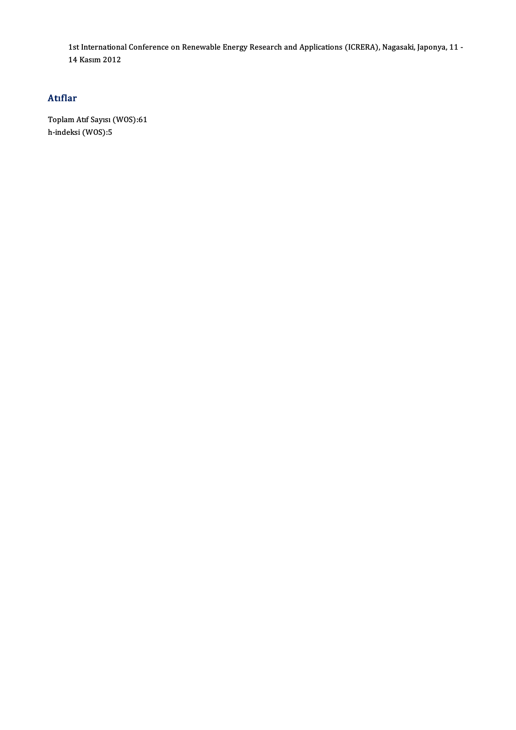1st International Conference on Renewable Energy Research and Applications (ICRERA), Nagasaki, Japonya, 11 - 14 Kasım 2012

## Atıflar

Toplam Atıf Sayısı (WOS):61
h-indeksi (WOS):5